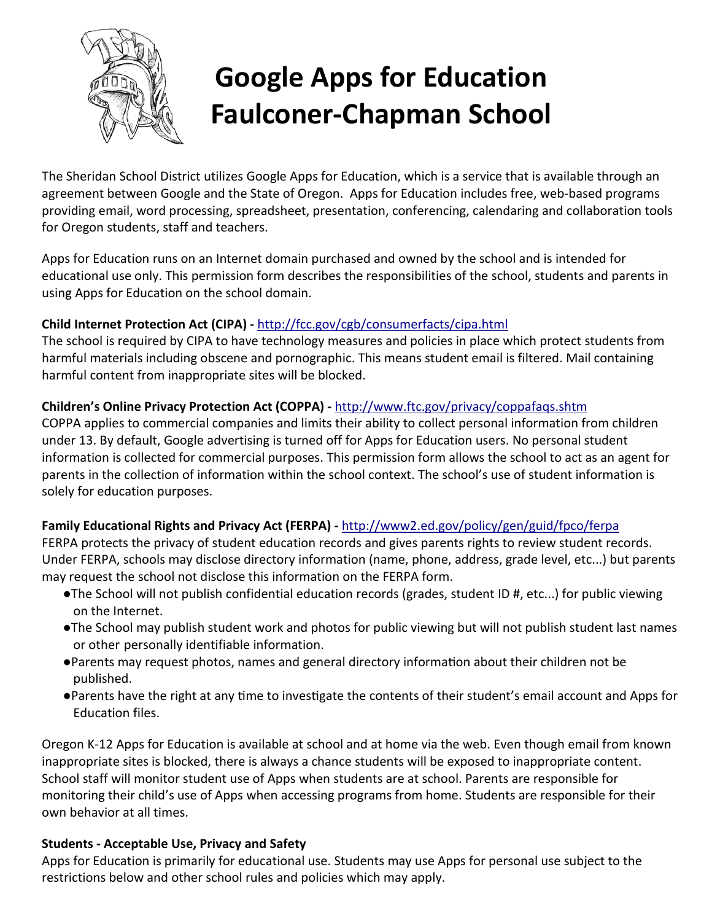# Google Apps for Education Faulconer-Chapman School

The Sheridan School District utilizes Google Apps for Education, which is a service that is available through an agreement between Google and the State of Oregon. Apps for Education includes free, web-based programs providing email, word processing, spreadsheet, presentation, conferencing, calendaring and collaboration tools for Oregon students, staff and teachers.

Apps for Education runs on an Internet domain purchased and owned by the school and is intended for educational use only. This permission form describes the responsibilities of the school, students and parents in using Apps for Education on the school domain.

**Child Internet Protection Act (CIPA) -** http://fcc.gov/cgb/consumerfacts/cipa.html
The school is required by CIPA to have technology measures and policies in place which protect students from harmful materials including obscene and pornographic. This means student email is filtered. Mail containing harmful content from inappropriate sites will be blocked.

**Children's Online Privacy Protection Act (COPPA) -** http://www.ftc.gov/privacy/coppafaqs.shtm
COPPA applies to commercial companies and limits their ability to collect personal information from children under 13. By default, Google advertising is turned off for Apps for Education users. No personal student information is collected for commercial purposes. This permission form allows the school to act as an agent for parents in the collection of information within the school context. The school's use of student information is solely for education purposes.

**Family Educational Rights and Privacy Act (FERPA) -** http://www2.ed.gov/policy/gen/guid/fpco/ferpa
FERPA protects the privacy of student education records and gives parents rights to review student records. Under FERPA, schools may disclose directory information (name, phone, address, grade level, etc...) but parents may request the school not disclose this information on the FERPA form.

- The School will not publish confidential education records (grades, student ID #, etc...) for public viewing on the Internet.
- The School may publish student work and photos for public viewing but will not publish student last names or other personally identifiable information.
- Parents may request photos, names and general directory information about their children not be published.
- Parents have the right at any time to investigate the contents of their student's email account and Apps for Education files.

Oregon K-12 Apps for Education is available at school and at home via the web. Even though email from known inappropriate sites is blocked, there is always a chance students will be exposed to inappropriate content. School staff will monitor student use of Apps when students are at school. Parents are responsible for monitoring their child's use of Apps when accessing programs from home. Students are responsible for their own behavior at all times.

**Students - Acceptable Use, Privacy and Safety**
Apps for Education is primarily for educational use. Students may use Apps for personal use subject to the restrictions below and other school rules and policies which may apply.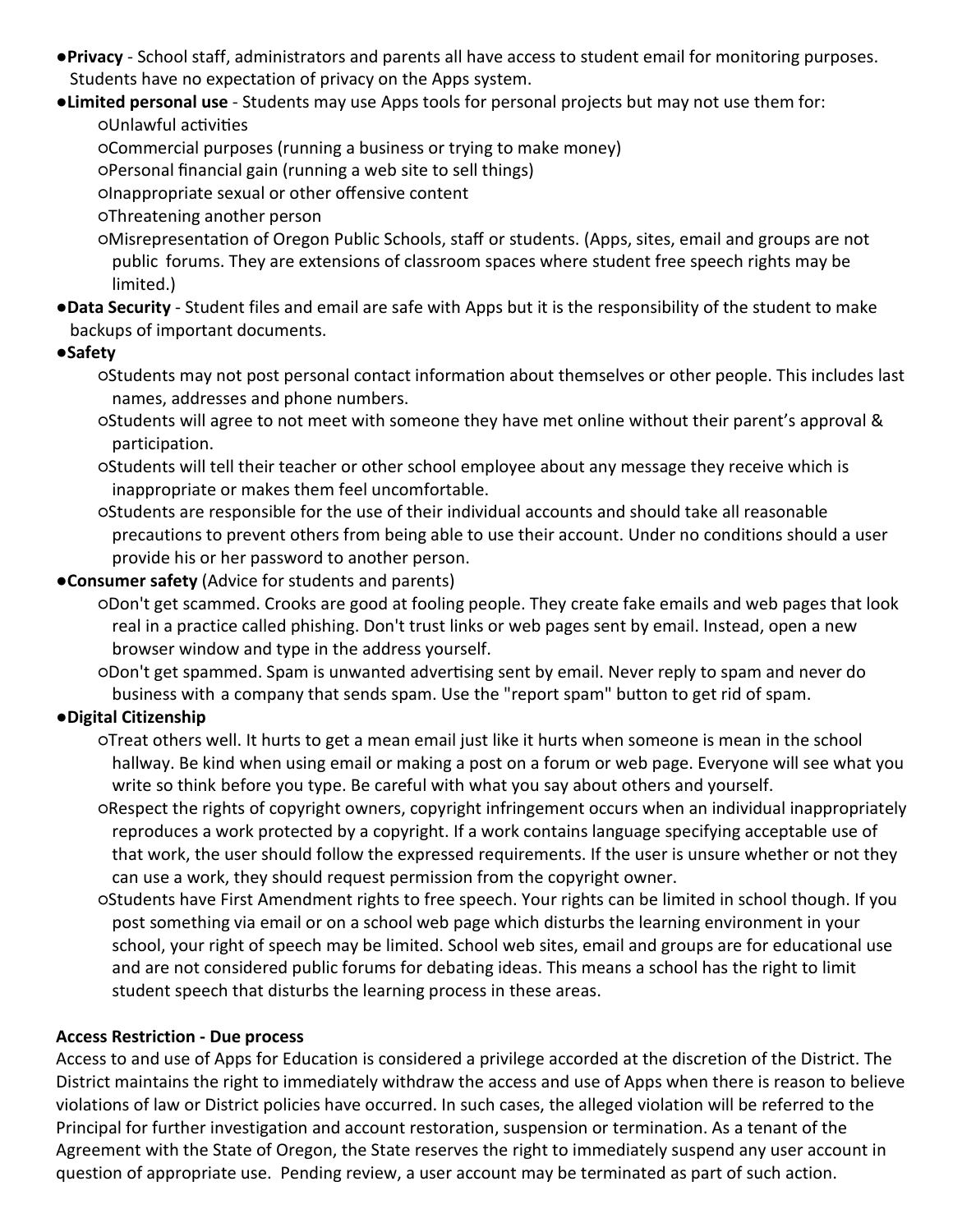- **Privacy** - School staff, administrators and parents all have access to student email for monitoring purposes. Students have no expectation of privacy on the Apps system.
- **Limited personal use** - Students may use Apps tools for personal projects but may not use them for:
  - Unlawful activities
  - Commercial purposes (running a business or trying to make money)
  - Personal financial gain (running a web site to sell things)
  - Inappropriate sexual or other offensive content
  - Threatening another person
  - Misrepresentation of Oregon Public Schools, staff or students. (Apps, sites, email and groups are not public forums. They are extensions of classroom spaces where student free speech rights may be limited.)
- **Data Security** - Student files and email are safe with Apps but it is the responsibility of the student to make backups of important documents.
- **Safety**
  - Students may not post personal contact information about themselves or other people. This includes last names, addresses and phone numbers.
  - Students will agree to not meet with someone they have met online without their parent's approval & participation.
  - Students will tell their teacher or other school employee about any message they receive which is inappropriate or makes them feel uncomfortable.
  - Students are responsible for the use of their individual accounts and should take all reasonable precautions to prevent others from being able to use their account. Under no conditions should a user provide his or her password to another person.
- **Consumer safety** (Advice for students and parents)
  - Don't get scammed. Crooks are good at fooling people. They create fake emails and web pages that look real in a practice called phishing. Don't trust links or web pages sent by email. Instead, open a new browser window and type in the address yourself.
  - Don't get spammed. Spam is unwanted advertising sent by email. Never reply to spam and never do business with a company that sends spam. Use the "report spam" button to get rid of spam.
- **Digital Citizenship**
  - Treat others well. It hurts to get a mean email just like it hurts when someone is mean in the school hallway. Be kind when using email or making a post on a forum or web page. Everyone will see what you write so think before you type. Be careful with what you say about others and yourself.
  - Respect the rights of copyright owners, copyright infringement occurs when an individual inappropriately reproduces a work protected by a copyright. If a work contains language specifying acceptable use of that work, the user should follow the expressed requirements. If the user is unsure whether or not they can use a work, they should request permission from the copyright owner.
  - Students have First Amendment rights to free speech. Your rights can be limited in school though. If you post something via email or on a school web page which disturbs the learning environment in your school, your right of speech may be limited. School web sites, email and groups are for educational use and are not considered public forums for debating ideas. This means a school has the right to limit student speech that disturbs the learning process in these areas.

**Access Restriction - Due process**

Access to and use of Apps for Education is considered a privilege accorded at the discretion of the District. The District maintains the right to immediately withdraw the access and use of Apps when there is reason to believe violations of law or District policies have occurred. In such cases, the alleged violation will be referred to the Principal for further investigation and account restoration, suspension or termination. As a tenant of the Agreement with the State of Oregon, the State reserves the right to immediately suspend any user account in question of appropriate use. Pending review, a user account may be terminated as part of such action.